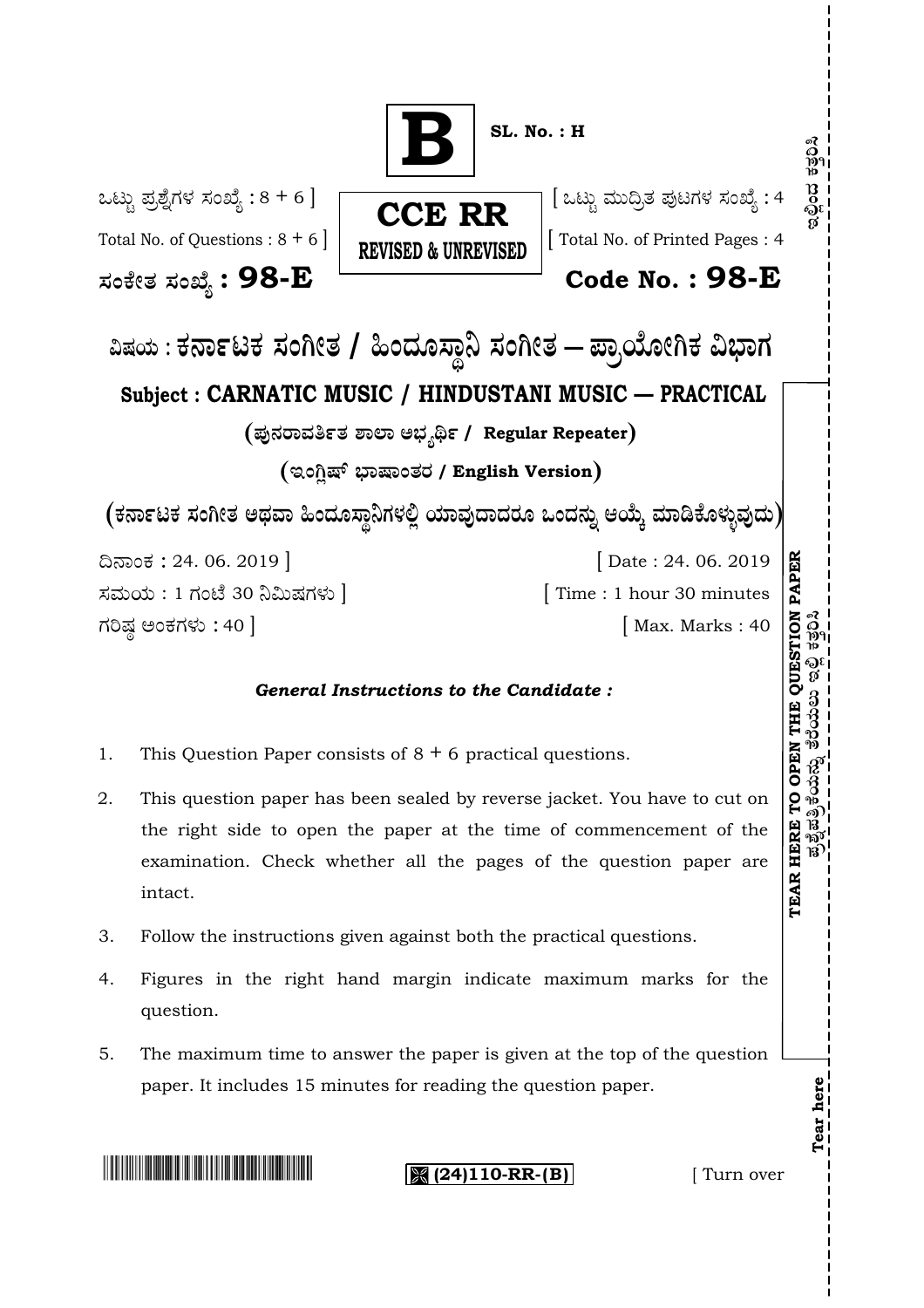**B**

**SL. No. : H**

ಒಟ್ಟು ಪ್ರಶ್ನೆಗಳ ಸಂಖ್ಯೆ : 8 + 6 ]
Total No. of Questions : 8 + 6 ]

**CCE RR**
**REVISED & UNREVISED**

[ ಒಟ್ಟು ಮುದ್ರಿತ ಪುಟಗಳ ಸಂಖ್ಯೆ : 4
[ Total No. of Printed Pages : 4

**ಸಂಕೇತ ಸಂಖ್ಯೆ : 98-E** **Code No. : 98-E**

# ವಿಷಯ : ಕರ್ನಾಟಕ ಸಂಗೀತ / ಹಿಂದೂಸ್ಥಾನಿ ಸಂಗೀತ — ಪ್ರಾಯೋಗಿಕ ವಿಭಾಗ

## Subject : CARNATIC MUSIC / HINDUSTANI MUSIC — PRACTICAL

**( ಪುನರಾವರ್ತಿತ ಶಾಲಾ ಅಭ್ಯರ್ಥಿ / Regular Repeater )**

**( ಇಂಗ್ಲಿಷ್ ಭಾಷಾಂತರ / English Version )**

**( ಕರ್ನಾಟಕ ಸಂಗೀತ ಅಥವಾ ಹಿಂದೂಸ್ಥಾನಿಗಳಲ್ಲಿ ಯಾವುದಾದರೂ ಒಂದನ್ನು ಆಯ್ಕೆ ಮಾಡಿಕೊಳ್ಳುವುದು )**

ದಿನಾಂಕ : 24. 06. 2019 ] [ Date : 24. 06. 2019

ಸಮಯ : 1 ಗಂಟೆ 30 ನಿಮಿಷಗಳು ] [ Time : 1 hour 30 minutes

ಗರಿಷ್ಠ ಅಂಕಗಳು : 40 ] [ Max. Marks : 40

***General Instructions to the Candidate :***

1. This Question Paper consists of 8 + 6 practical questions.
2. This question paper has been sealed by reverse jacket. You have to cut on the right side to open the paper at the time of commencement of the examination. Check whether all the pages of the question paper are intact.
3. Follow the instructions given against both the practical questions.
4. Figures in the right hand margin indicate maximum marks for the question.
5. The maximum time to answer the paper is given at the top of the question paper. It includes 15 minutes for reading the question paper.

**(24)110-RR-(B)**

[ Turn over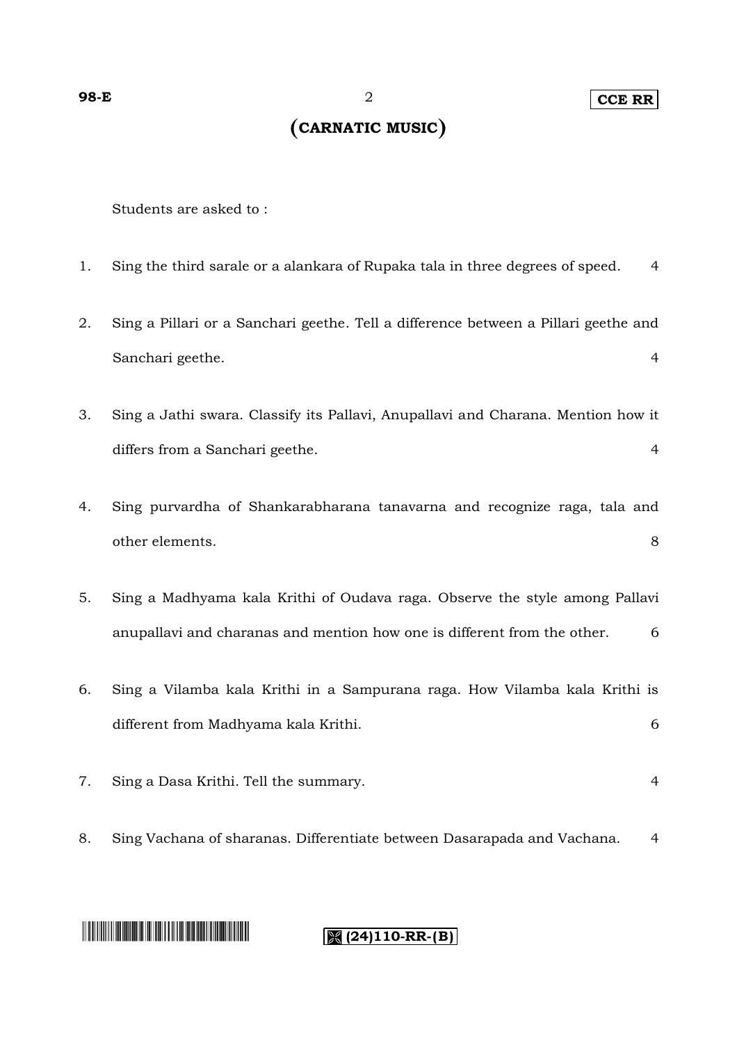# (CARNATIC MUSIC)

Students are asked to :

1. Sing the third sarale or a alankara of Rupaka tala in three degrees of speed. 4

2. Sing a Pillari or a Sanchari geethe. Tell a difference between a Pillari geethe and Sanchari geethe. 4

3. Sing a Jathi swara. Classify its Pallavi, Anupallavi and Charana. Mention how it differs from a Sanchari geethe. 4

4. Sing purvardha of Shankarabharana tanavarna and recognize raga, tala and other elements. 8

5. Sing a Madhyama kala Krithi of Oudava raga. Observe the style among Pallavi anupallavi and charanas and mention how one is different from the other. 6

6. Sing a Vilamba kala Krithi in a Sampurana raga. How Vilamba kala Krithi is different from Madhyama kala Krithi. 6

7. Sing a Dasa Krithi. Tell the summary. 4

8. Sing Vachana of sharanas. Differentiate between Dasarapada and Vachana. 4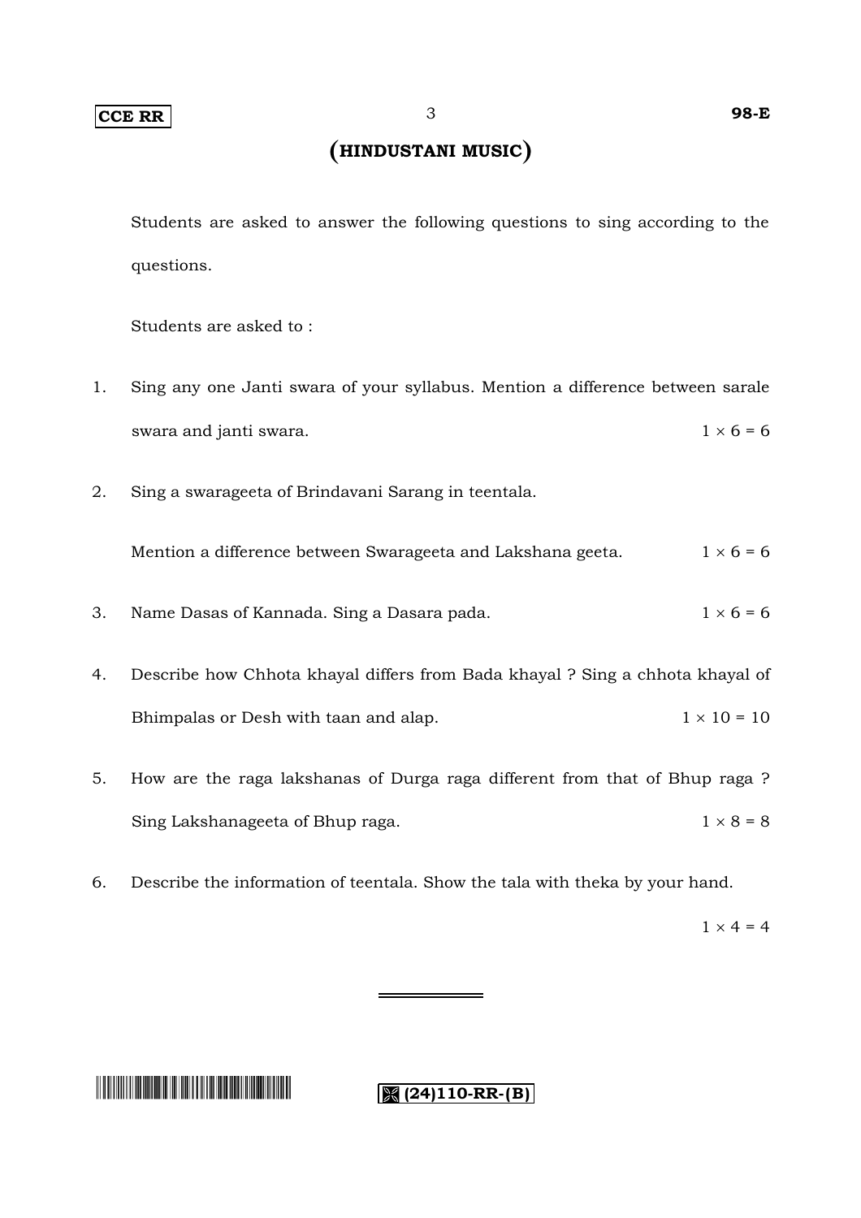# (HINDUSTANI MUSIC)

Students are asked to answer the following questions to sing according to the questions.

Students are asked to :

1. Sing any one Janti swara of your syllabus. Mention a difference between sarale swara and janti swara. $1 \times 6 = 6$

2. Sing a swarageeta of Brindavani Sarang in teentala.

   Mention a difference between Swarageeta and Lakshana geeta. $1 \times 6 = 6$

3. Name Dasas of Kannada. Sing a Dasara pada. $1 \times 6 = 6$

4. Describe how Chhota khayal differs from Bada khayal ? Sing a chhota khayal of Bhimpalas or Desh with taan and alap. $1 \times 10 = 10$

5. How are the raga lakshanas of Durga raga different from that of Bhup raga ? Sing Lakshanageeta of Bhup raga. $1 \times 8 = 8$

6. Describe the information of teentala. Show the tala with theka by your hand. $1 \times 4 = 4$